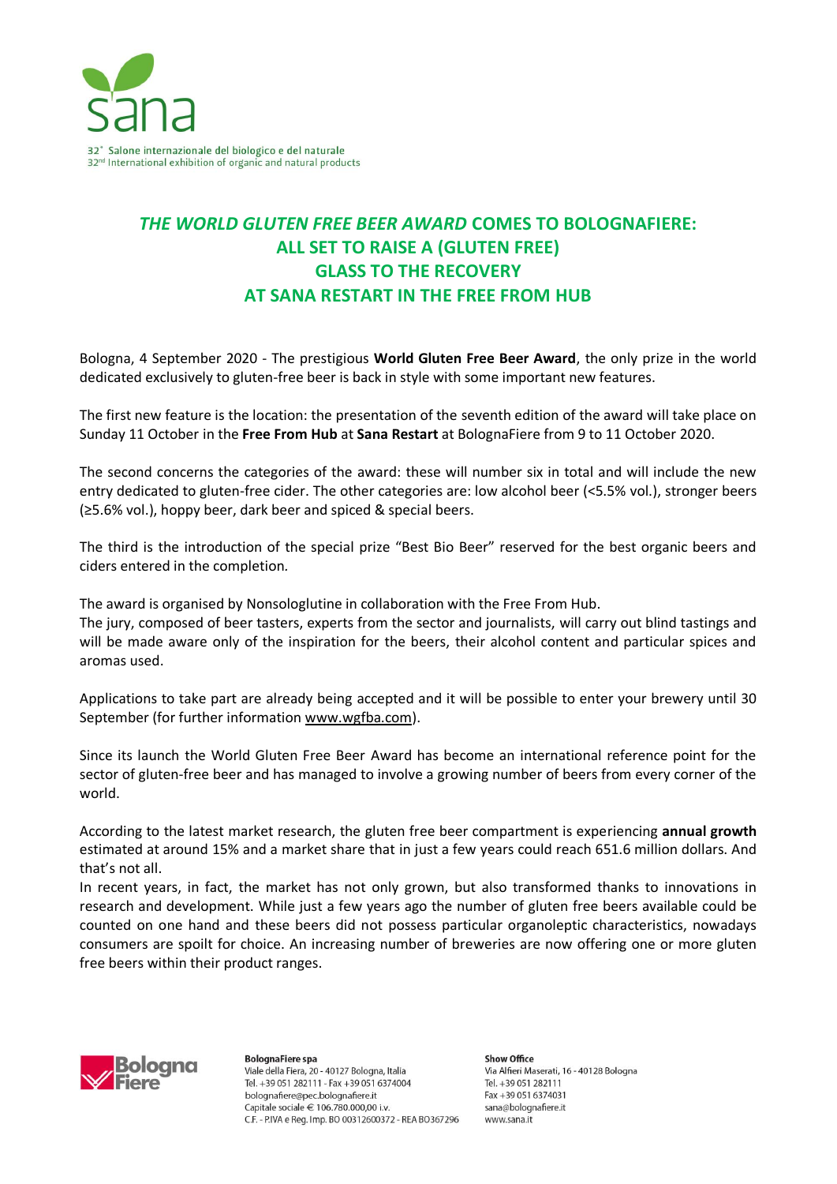32° Salone internazionale del biologico e del naturale
32nd International exhibition of organic and natural products

# *THE WORLD GLUTEN FREE BEER AWARD* COMES TO BOLOGNAFIERE: ALL SET TO RAISE A (GLUTEN FREE) GLASS TO THE RECOVERY AT SANA RESTART IN THE FREE FROM HUB

Bologna, 4 September 2020 - The prestigious **World Gluten Free Beer Award**, the only prize in the world dedicated exclusively to gluten-free beer is back in style with some important new features.

The first new feature is the location: the presentation of the seventh edition of the award will take place on Sunday 11 October in the **Free From Hub** at **Sana Restart** at BolognaFiere from 9 to 11 October 2020.

The second concerns the categories of the award: these will number six in total and will include the new entry dedicated to gluten-free cider. The other categories are: low alcohol beer (<5.5% vol.), stronger beers (≥5.6% vol.), hoppy beer, dark beer and spiced & special beers.

The third is the introduction of the special prize "Best Bio Beer" reserved for the best organic beers and ciders entered in the completion.

The award is organised by Nonsologlutine in collaboration with the Free From Hub.
The jury, composed of beer tasters, experts from the sector and journalists, will carry out blind tastings and will be made aware only of the inspiration for the beers, their alcohol content and particular spices and aromas used.

Applications to take part are already being accepted and it will be possible to enter your brewery until 30 September (for further information www.wgfba.com).

Since its launch the World Gluten Free Beer Award has become an international reference point for the sector of gluten-free beer and has managed to involve a growing number of beers from every corner of the world.

According to the latest market research, the gluten free beer compartment is experiencing **annual growth** estimated at around 15% and a market share that in just a few years could reach 651.6 million dollars. And that's not all.
In recent years, in fact, the market has not only grown, but also transformed thanks to innovations in research and development. While just a few years ago the number of gluten free beers available could be counted on one hand and these beers did not possess particular organoleptic characteristics, nowadays consumers are spoilt for choice. An increasing number of breweries are now offering one or more gluten free beers within their product ranges.

**BolognaFiere spa**
Viale della Fiera, 20 - 40127 Bologna, Italia
Tel. +39 051 282111 - Fax +39 051 6374004
bolognafiere@pec.bolognafiere.it
Capitale sociale € 106.780.000,00 i.v.
C.F. - P.IVA e Reg. Imp. BO 00312600372 - REA BO367296

**Show Office**
Via Alfieri Maserati, 16 - 40128 Bologna
Tel. +39 051 282111
Fax +39 051 6374031
sana@bolognafiere.it
www.sana.it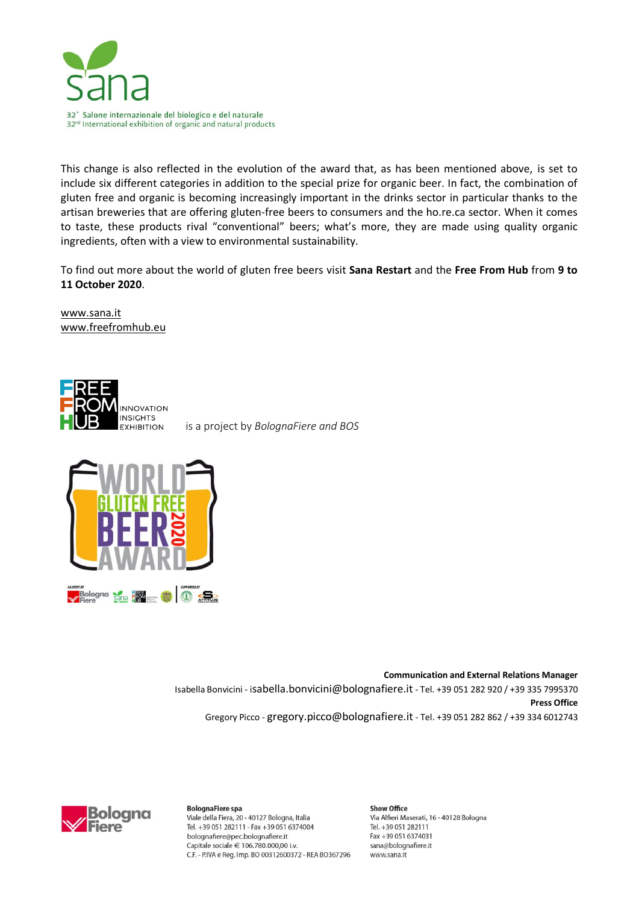This change is also reflected in the evolution of the award that, as has been mentioned above, is set to include six different categories in addition to the special prize for organic beer. In fact, the combination of gluten free and organic is becoming increasingly important in the drinks sector in particular thanks to the artisan breweries that are offering gluten-free beers to consumers and the ho.re.ca sector. When it comes to taste, these products rival "conventional" beers; what's more, they are made using quality organic ingredients, often with a view to environmental sustainability.

To find out more about the world of gluten free beers visit **Sana Restart** and the **Free From Hub** from **9 to 11 October 2020**.

www.sana.it
www.freefromhub.eu

FREE FROM HUB INNOVATION INSIGHTS EXHIBITION is a project by *BolognaFiere and BOS*

**Communication and External Relations Manager**
Isabella Bonvicini - isabella.bonvicini@bolognafiere.it - Tel. +39 051 282 920 / +39 335 7995370
**Press Office**
Gregory Picco - gregory.picco@bolognafiere.it - Tel. +39 051 282 862 / +39 334 6012743

**BolognaFiere spa**
Viale della Fiera, 20 - 40127 Bologna, Italia
Tel. +39 051 282111 - Fax +39 051 6374004
bolognafiere@pec.bolognafiere.it
Capitale sociale € 106.780.000,00 i.v.
C.F. - P.IVA e Reg. Imp. BO 00312600372 - REA BO367296

**Show Office**
Via Alfieri Maserati, 16 - 40128 Bologna
Tel. +39 051 282111
Fax +39 051 6374031
sana@bolognafiere.it
www.sana.it